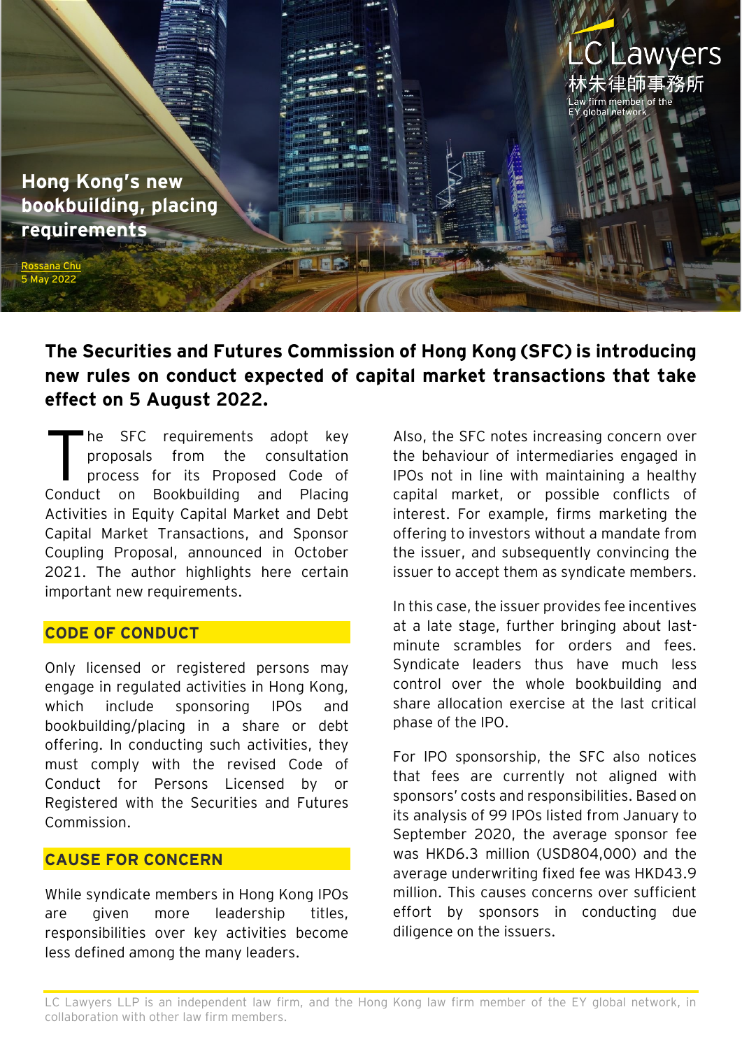LC Lawyers
林朱律師事務所
Law firm member of the EY global network

# Hong Kong's new bookbuilding, placing requirements

Rossana Chu
5 May 2022

**The Securities and Futures Commission of Hong Kong (SFC) is introducing new rules on conduct expected of capital market transactions that take effect on 5 August 2022.**

The SFC requirements adopt key proposals from the consultation process for its Proposed Code of Conduct on Bookbuilding and Placing Activities in Equity Capital Market and Debt Capital Market Transactions, and Sponsor Coupling Proposal, announced in October 2021. The author highlights here certain important new requirements.

## CODE OF CONDUCT

Only licensed or registered persons may engage in regulated activities in Hong Kong, which include sponsoring IPOs and bookbuilding/placing in a share or debt offering. In conducting such activities, they must comply with the revised Code of Conduct for Persons Licensed by or Registered with the Securities and Futures Commission.

## CAUSE FOR CONCERN

While syndicate members in Hong Kong IPOs are given more leadership titles, responsibilities over key activities become less defined among the many leaders.

Also, the SFC notes increasing concern over the behaviour of intermediaries engaged in IPOs not in line with maintaining a healthy capital market, or possible conflicts of interest. For example, firms marketing the offering to investors without a mandate from the issuer, and subsequently convincing the issuer to accept them as syndicate members.

In this case, the issuer provides fee incentives at a late stage, further bringing about last-minute scrambles for orders and fees. Syndicate leaders thus have much less control over the whole bookbuilding and share allocation exercise at the last critical phase of the IPO.

For IPO sponsorship, the SFC also notices that fees are currently not aligned with sponsors' costs and responsibilities. Based on its analysis of 99 IPOs listed from January to September 2020, the average sponsor fee was HKD6.3 million (USD804,000) and the average underwriting fixed fee was HKD43.9 million. This causes concerns over sufficient effort by sponsors in conducting due diligence on the issuers.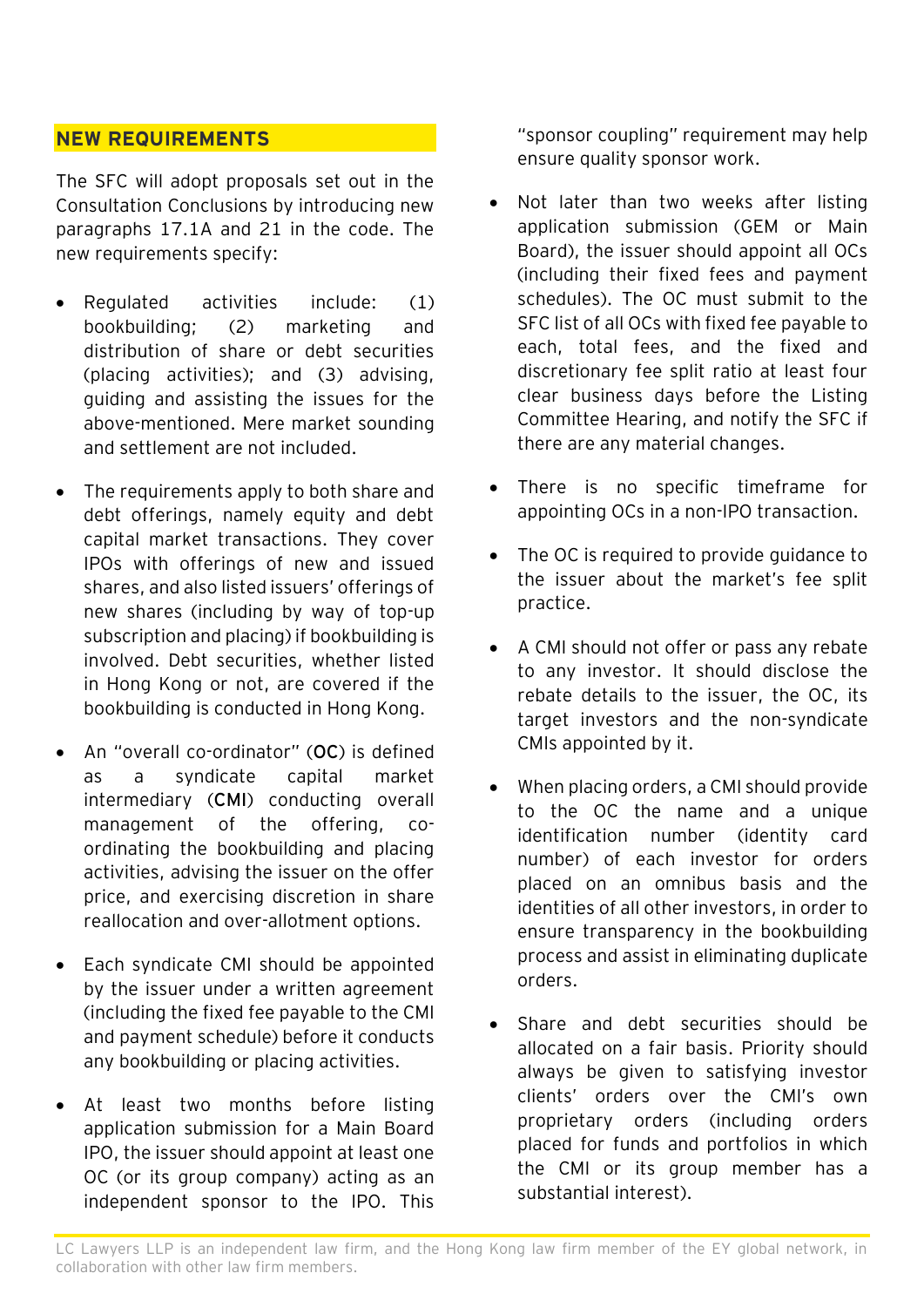## NEW REQUIREMENTS

The SFC will adopt proposals set out in the Consultation Conclusions by introducing new paragraphs 17.1A and 21 in the code. The new requirements specify:

- Regulated activities include: (1) bookbuilding; (2) marketing and distribution of share or debt securities (placing activities); and (3) advising, guiding and assisting the issues for the above-mentioned. Mere market sounding and settlement are not included.
- The requirements apply to both share and debt offerings, namely equity and debt capital market transactions. They cover IPOs with offerings of new and issued shares, and also listed issuers' offerings of new shares (including by way of top-up subscription and placing) if bookbuilding is involved. Debt securities, whether listed in Hong Kong or not, are covered if the bookbuilding is conducted in Hong Kong.
- An "overall co-ordinator" (**OC**) is defined as a syndicate capital market intermediary (**CMI**) conducting overall management of the offering, co-ordinating the bookbuilding and placing activities, advising the issuer on the offer price, and exercising discretion in share reallocation and over-allotment options.
- Each syndicate CMI should be appointed by the issuer under a written agreement (including the fixed fee payable to the CMI and payment schedule) before it conducts any bookbuilding or placing activities.
- At least two months before listing application submission for a Main Board IPO, the issuer should appoint at least one OC (or its group company) acting as an independent sponsor to the IPO. This "sponsor coupling" requirement may help ensure quality sponsor work.
- Not later than two weeks after listing application submission (GEM or Main Board), the issuer should appoint all OCs (including their fixed fees and payment schedules). The OC must submit to the SFC list of all OCs with fixed fee payable to each, total fees, and the fixed and discretionary fee split ratio at least four clear business days before the Listing Committee Hearing, and notify the SFC if there are any material changes.
- There is no specific timeframe for appointing OCs in a non-IPO transaction.
- The OC is required to provide guidance to the issuer about the market's fee split practice.
- A CMI should not offer or pass any rebate to any investor. It should disclose the rebate details to the issuer, the OC, its target investors and the non-syndicate CMIs appointed by it.
- When placing orders, a CMI should provide to the OC the name and a unique identification number (identity card number) of each investor for orders placed on an omnibus basis and the identities of all other investors, in order to ensure transparency in the bookbuilding process and assist in eliminating duplicate orders.
- Share and debt securities should be allocated on a fair basis. Priority should always be given to satisfying investor clients' orders over the CMI's own proprietary orders (including orders placed for funds and portfolios in which the CMI or its group member has a substantial interest).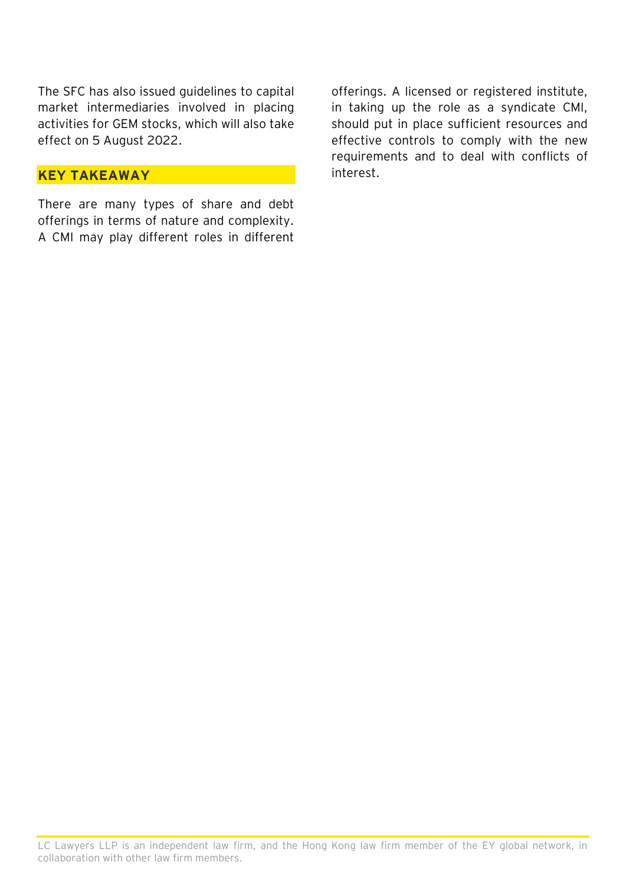The SFC has also issued guidelines to capital market intermediaries involved in placing activities for GEM stocks, which will also take effect on 5 August 2022.

## KEY TAKEAWAY

There are many types of share and debt offerings in terms of nature and complexity. A CMI may play different roles in different offerings. A licensed or registered institute, in taking up the role as a syndicate CMI, should put in place sufficient resources and effective controls to comply with the new requirements and to deal with conflicts of interest.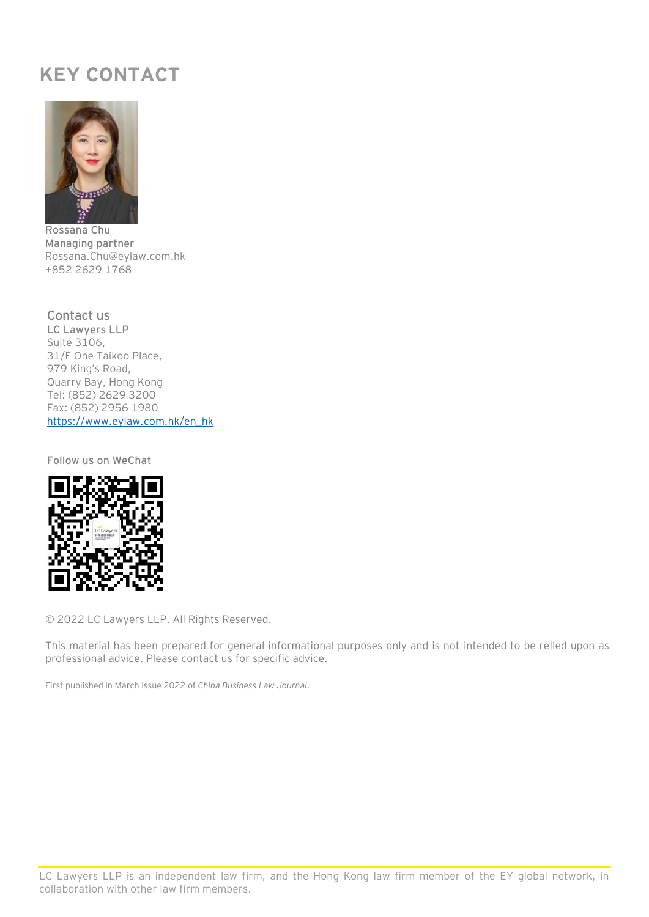# KEY CONTACT

Rossana Chu
Managing partner
Rossana.Chu@eylaw.com.hk
+852 2629 1768

Contact us
LC Lawyers LLP
Suite 3106,
31/F One Taikoo Place,
979 King's Road,
Quarry Bay, Hong Kong
Tel: (852) 2629 3200
Fax: (852) 2956 1980
https://www.eylaw.com.hk/en_hk

Follow us on WeChat

© 2022 LC Lawyers LLP. All Rights Reserved.

This material has been prepared for general informational purposes only and is not intended to be relied upon as professional advice. Please contact us for specific advice.

First published in March issue 2022 of *China Business Law Journal*.

LC Lawyers LLP is an independent law firm, and the Hong Kong law firm member of the EY global network, in collaboration with other law firm members.